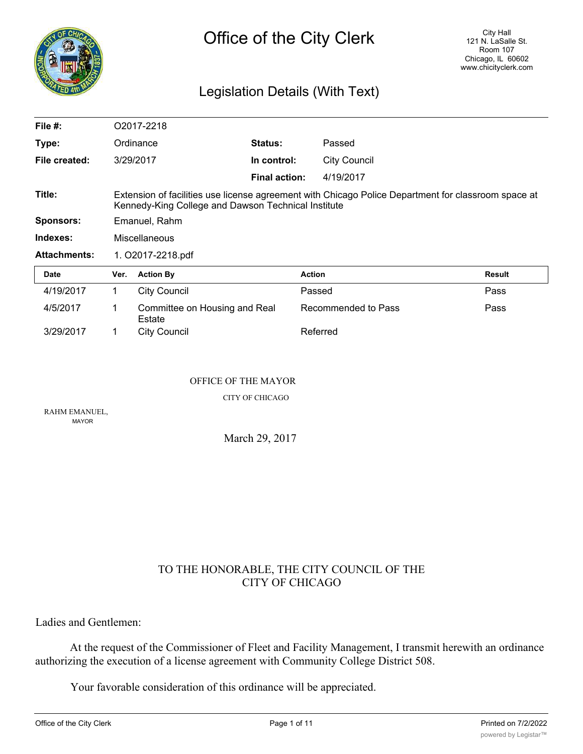# Office of the City Clerk

City Hall
121 N. LaSalle St.
Room 107
Chicago, IL 60602
www.chicityclerk.com

## Legislation Details (With Text)

| | | | |
|---|---|---|---|
| **File #:** | O2017-2218 | | |
| **Type:** | Ordinance | **Status:** | Passed |
| **File created:** | 3/29/2017 | **In control:** | City Council |
| | | **Final action:** | 4/19/2017 |
| **Title:** | Extension of facilities use license agreement with Chicago Police Department for classroom space at Kennedy-King College and Dawson Technical Institute | | |
| **Sponsors:** | Emanuel, Rahm | | |
| **Indexes:** | Miscellaneous | | |
| **Attachments:** | 1. O2017-2218.pdf | | |

| Date | Ver. | Action By | Action | Result |
|---|---|---|---|---|
| 4/19/2017 | 1 | City Council | Passed | Pass |
| 4/5/2017 | 1 | Committee on Housing and Real Estate | Recommended to Pass | Pass |
| 3/29/2017 | 1 | City Council | Referred | |

OFFICE OF THE MAYOR

CITY OF CHICAGO

RAHM EMANUEL,
MAYOR

March 29, 2017

TO THE HONORABLE, THE CITY COUNCIL OF THE CITY OF CHICAGO

Ladies and Gentlemen:

At the request of the Commissioner of Fleet and Facility Management, I transmit herewith an ordinance authorizing the execution of a license agreement with Community College District 508.

Your favorable consideration of this ordinance will be appreciated.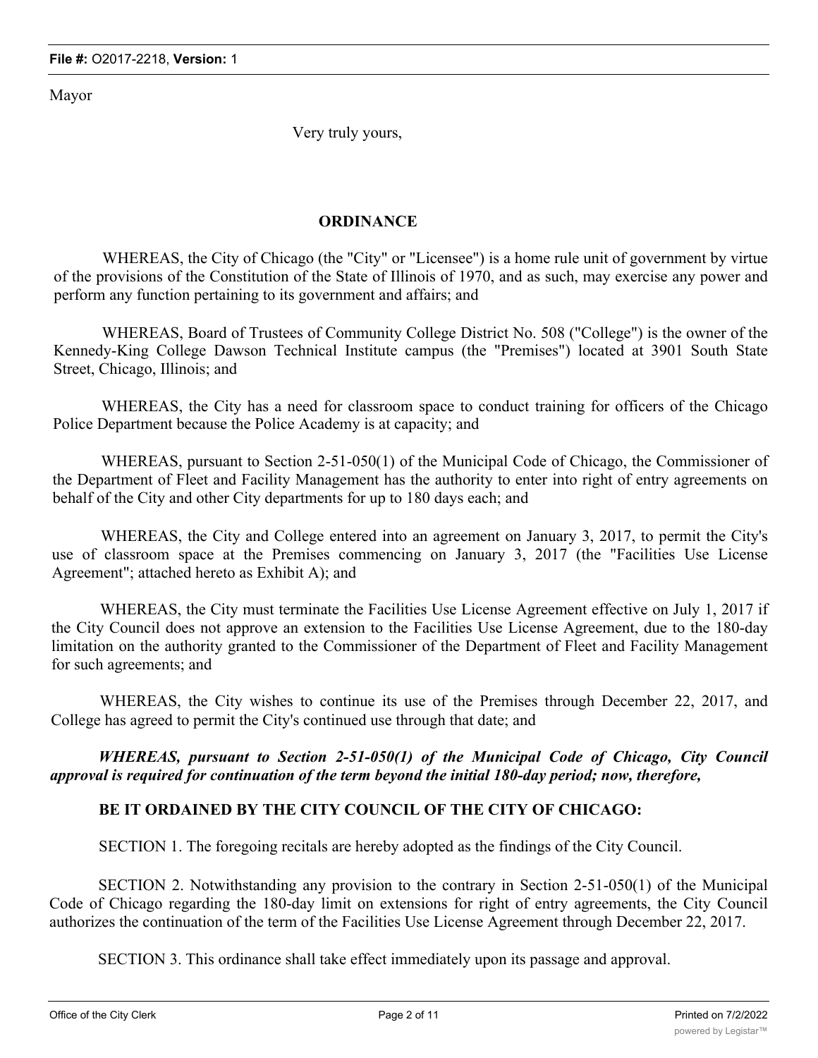Mayor

Very truly yours,

## ORDINANCE

WHEREAS, the City of Chicago (the "City" or "Licensee") is a home rule unit of government by virtue of the provisions of the Constitution of the State of Illinois of 1970, and as such, may exercise any power and perform any function pertaining to its government and affairs; and

WHEREAS, Board of Trustees of Community College District No. 508 ("College") is the owner of the Kennedy-King College Dawson Technical Institute campus (the "Premises") located at 3901 South State Street, Chicago, Illinois; and

WHEREAS, the City has a need for classroom space to conduct training for officers of the Chicago Police Department because the Police Academy is at capacity; and

WHEREAS, pursuant to Section 2-51-050(1) of the Municipal Code of Chicago, the Commissioner of the Department of Fleet and Facility Management has the authority to enter into right of entry agreements on behalf of the City and other City departments for up to 180 days each; and

WHEREAS, the City and College entered into an agreement on January 3, 2017, to permit the City's use of classroom space at the Premises commencing on January 3, 2017 (the "Facilities Use License Agreement"; attached hereto as Exhibit A); and

WHEREAS, the City must terminate the Facilities Use License Agreement effective on July 1, 2017 if the City Council does not approve an extension to the Facilities Use License Agreement, due to the 180-day limitation on the authority granted to the Commissioner of the Department of Fleet and Facility Management for such agreements; and

WHEREAS, the City wishes to continue its use of the Premises through December 22, 2017, and College has agreed to permit the City's continued use through that date; and

***WHEREAS, pursuant to Section 2-51-050(1) of the Municipal Code of Chicago, City Council approval is required for continuation of the term beyond the initial 180-day period; now, therefore,***

**BE IT ORDAINED BY THE CITY COUNCIL OF THE CITY OF CHICAGO:**

SECTION 1. The foregoing recitals are hereby adopted as the findings of the City Council.

SECTION 2. Notwithstanding any provision to the contrary in Section 2-51-050(1) of the Municipal Code of Chicago regarding the 180-day limit on extensions for right of entry agreements, the City Council authorizes the continuation of the term of the Facilities Use License Agreement through December 22, 2017.

SECTION 3. This ordinance shall take effect immediately upon its passage and approval.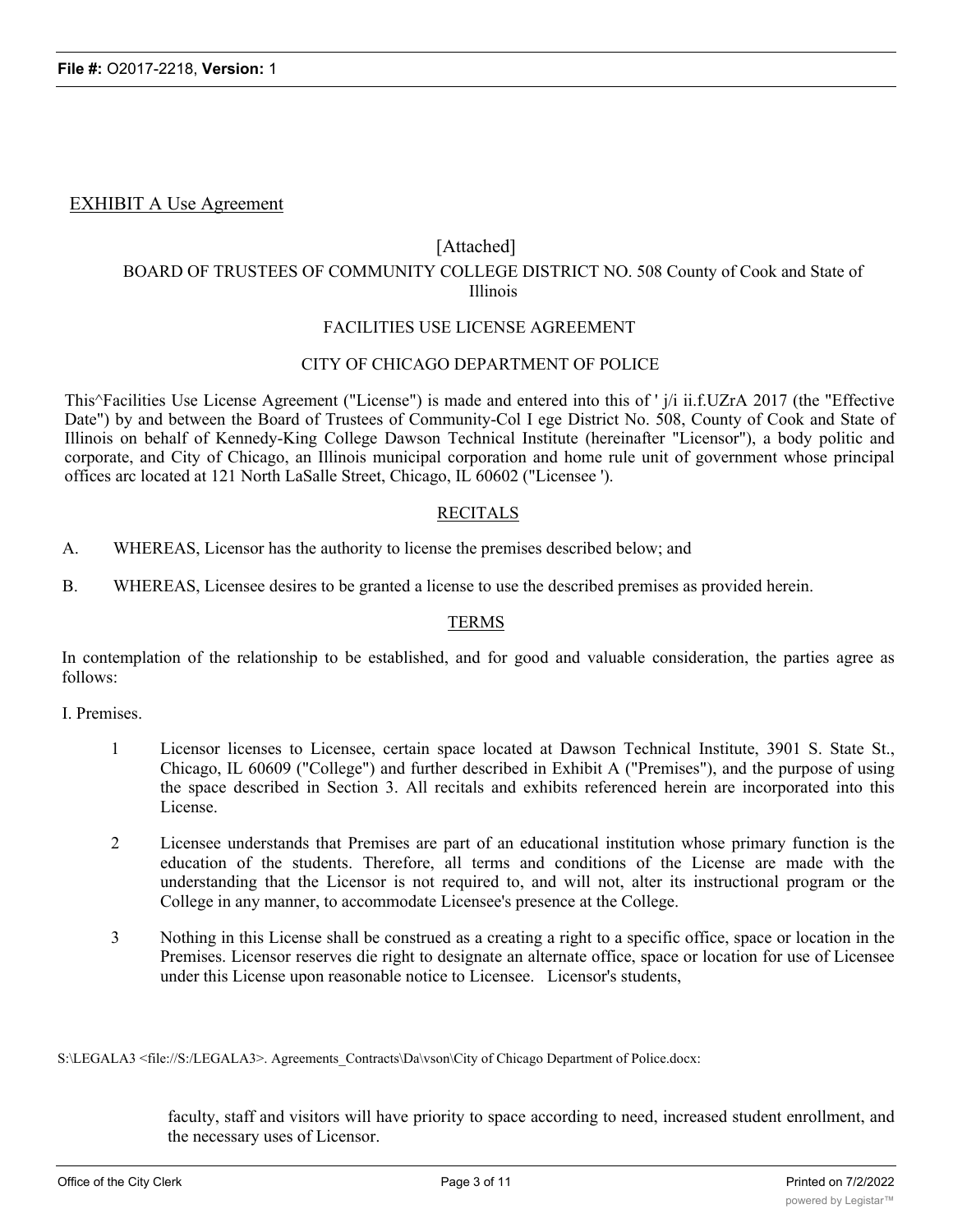EXHIBIT A Use Agreement

[Attached]

BOARD OF TRUSTEES OF COMMUNITY COLLEGE DISTRICT NO. 508 County of Cook and State of Illinois

FACILITIES USE LICENSE AGREEMENT

CITY OF CHICAGO DEPARTMENT OF POLICE

This^Facilities Use License Agreement ("License") is made and entered into this of ' j/i ii.f.UZrA 2017 (the "Effective Date") by and between the Board of Trustees of Community-Col I ege District No. 508, County of Cook and State of Illinois on behalf of Kennedy-King College Dawson Technical Institute (hereinafter "Licensor"), a body politic and corporate, and City of Chicago, an Illinois municipal corporation and home rule unit of government whose principal offices arc located at 121 North LaSalle Street, Chicago, IL 60602 ("Licensee ').

RECITALS

A. WHEREAS, Licensor has the authority to license the premises described below; and

B. WHEREAS, Licensee desires to be granted a license to use the described premises as provided herein.

TERMS

In contemplation of the relationship to be established, and for good and valuable consideration, the parties agree as follows:

I. Premises.

1 Licensor licenses to Licensee, certain space located at Dawson Technical Institute, 3901 S. State St., Chicago, IL 60609 ("College") and further described in Exhibit A ("Premises"), and the purpose of using the space described in Section 3. All recitals and exhibits referenced herein are incorporated into this License.

2 Licensee understands that Premises are part of an educational institution whose primary function is the education of the students. Therefore, all terms and conditions of the License are made with the understanding that the Licensor is not required to, and will not, alter its instructional program or the College in any manner, to accommodate Licensee's presence at the College.

3 Nothing in this License shall be construed as a creating a right to a specific office, space or location in the Premises. Licensor reserves die right to designate an alternate office, space or location for use of Licensee under this License upon reasonable notice to Licensee. Licensor's students, faculty, staff and visitors will have priority to space according to need, increased student enrollment, and the necessary uses of Licensor.

S:\LEGALA3 <file://S:/LEGALA3>. Agreements_Contracts\Da\vson\City of Chicago Department of Police.docx: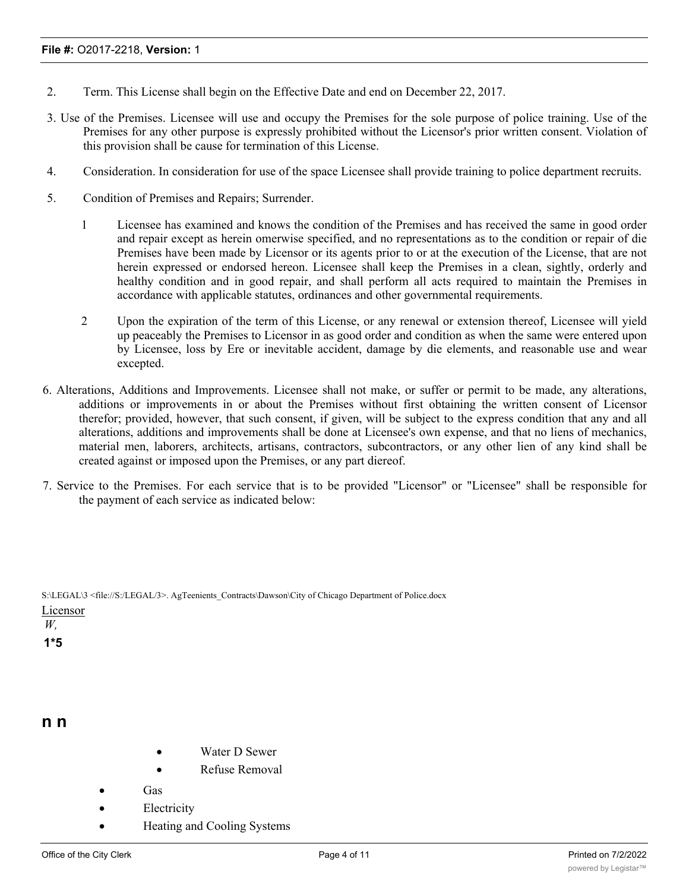2. Term. This License shall begin on the Effective Date and end on December 22, 2017.

3. Use of the Premises. Licensee will use and occupy the Premises for the sole purpose of police training. Use of the Premises for any other purpose is expressly prohibited without the Licensor's prior written consent. Violation of this provision shall be cause for termination of this License.

4. Consideration. In consideration for use of the space Licensee shall provide training to police department recruits.

5. Condition of Premises and Repairs; Surrender.

   1 Licensee has examined and knows the condition of the Premises and has received the same in good order and repair except as herein omerwise specified, and no representations as to the condition or repair of die Premises have been made by Licensor or its agents prior to or at the execution of the License, that are not herein expressed or endorsed hereon. Licensee shall keep the Premises in a clean, sightly, orderly and healthy condition and in good repair, and shall perform all acts required to maintain the Premises in accordance with applicable statutes, ordinances and other governmental requirements.

   2 Upon the expiration of the term of this License, or any renewal or extension thereof, Licensee will yield up peaceably the Premises to Licensor in as good order and condition as when the same were entered upon by Licensee, loss by Ere or inevitable accident, damage by die elements, and reasonable use and wear excepted.

6. Alterations, Additions and Improvements. Licensee shall not make, or suffer or permit to be made, any alterations, additions or improvements in or about the Premises without first obtaining the written consent of Licensor therefor; provided, however, that such consent, if given, will be subject to the express condition that any and all alterations, additions and improvements shall be done at Licensee's own expense, and that no liens of mechanics, material men, laborers, architects, artisans, contractors, subcontractors, or any other lien of any kind shall be created against or imposed upon the Premises, or any part diereof.

7. Service to the Premises. For each service that is to be provided "Licensor" or "Licensee" shall be responsible for the payment of each service as indicated below:

S:\LEGAL\3 <file://S:/LEGAL/3>. AgTeenients_Contracts\Dawson\City of Chicago Department of Police.docx

Licensor

*W,*

**1*5**

**n n**

- Water D Sewer
- Refuse Removal
- Gas
- Electricity
- Heating and Cooling Systems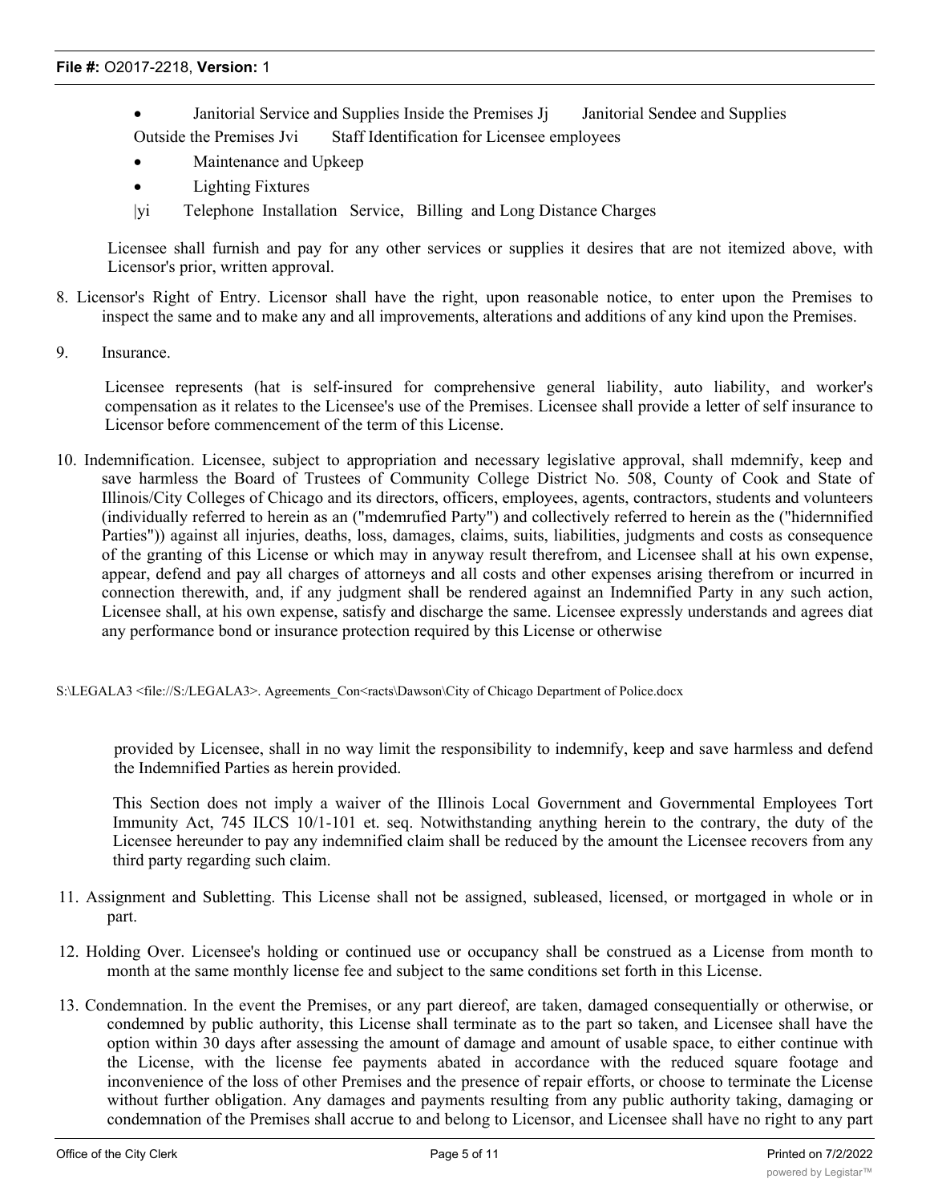- Janitorial Service and Supplies Inside the Premises Jj Janitorial Sendee and Supplies Outside the Premises Jvi Staff Identification for Licensee employees
- Maintenance and Upkeep
- Lighting Fixtures

|yi Telephone Installation Service, Billing and Long Distance Charges

Licensee shall furnish and pay for any other services or supplies it desires that are not itemized above, with Licensor's prior, written approval.

8. Licensor's Right of Entry. Licensor shall have the right, upon reasonable notice, to enter upon the Premises to inspect the same and to make any and all improvements, alterations and additions of any kind upon the Premises.

9. Insurance.

   Licensee represents (hat is self-insured for comprehensive general liability, auto liability, and worker's compensation as it relates to the Licensee's use of the Premises. Licensee shall provide a letter of self insurance to Licensor before commencement of the term of this License.

10. Indemnification. Licensee, subject to appropriation and necessary legislative approval, shall mdemnify, keep and save harmless the Board of Trustees of Community College District No. 508, County of Cook and State of Illinois/City Colleges of Chicago and its directors, officers, employees, agents, contractors, students and volunteers (individually referred to herein as an ("mdemrufied Party") and collectively referred to herein as the ("hidernnified Parties")) against all injuries, deaths, loss, damages, claims, suits, liabilities, judgments and costs as consequence of the granting of this License or which may in anyway result therefrom, and Licensee shall at his own expense, appear, defend and pay all charges of attorneys and all costs and other expenses arising therefrom or incurred in connection therewith, and, if any judgment shall be rendered against an Indemnified Party in any such action, Licensee shall, at his own expense, satisfy and discharge the same. Licensee expressly understands and agrees diat any performance bond or insurance protection required by this License or otherwise

S:\LEGALA3 <file://S:/LEGALA3>. Agreements_Con<racts\Dawson\City of Chicago Department of Police.docx

provided by Licensee, shall in no way limit the responsibility to indemnify, keep and save harmless and defend the Indemnified Parties as herein provided.

This Section does not imply a waiver of the Illinois Local Government and Governmental Employees Tort Immunity Act, 745 ILCS 10/1-101 et. seq. Notwithstanding anything herein to the contrary, the duty of the Licensee hereunder to pay any indemnified claim shall be reduced by the amount the Licensee recovers from any third party regarding such claim.

11. Assignment and Subletting. This License shall not be assigned, subleased, licensed, or mortgaged in whole or in part.

12. Holding Over. Licensee's holding or continued use or occupancy shall be construed as a License from month to month at the same monthly license fee and subject to the same conditions set forth in this License.

13. Condemnation. In the event the Premises, or any part diereof, are taken, damaged consequentially or otherwise, or condemned by public authority, this License shall terminate as to the part so taken, and Licensee shall have the option within 30 days after assessing the amount of damage and amount of usable space, to either continue with the License, with the license fee payments abated in accordance with the reduced square footage and inconvenience of the loss of other Premises and the presence of repair efforts, or choose to terminate the License without further obligation. Any damages and payments resulting from any public authority taking, damaging or condemnation of the Premises shall accrue to and belong to Licensor, and Licensee shall have no right to any part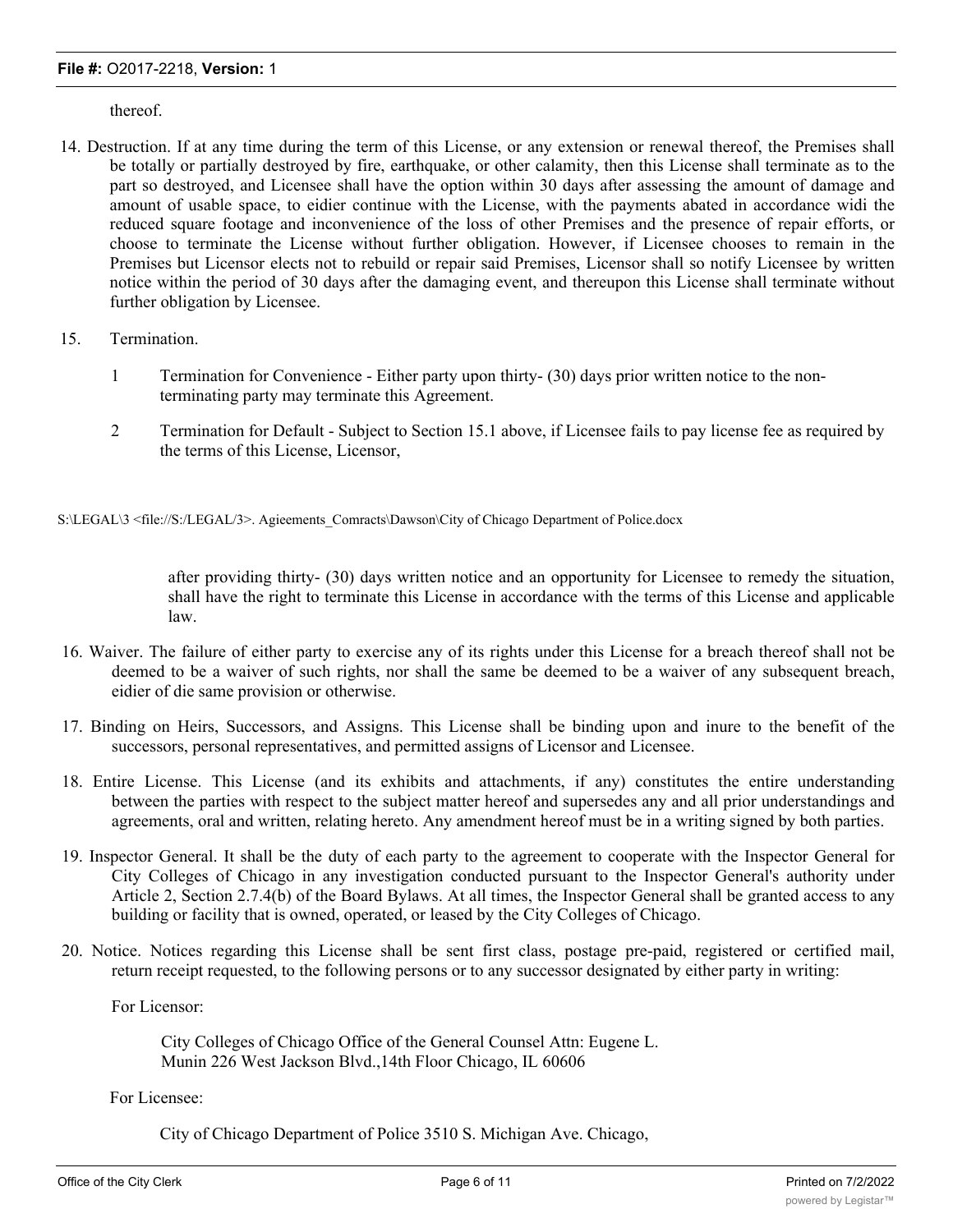thereof.

14. Destruction. If at any time during the term of this License, or any extension or renewal thereof, the Premises shall be totally or partially destroyed by fire, earthquake, or other calamity, then this License shall terminate as to the part so destroyed, and Licensee shall have the option within 30 days after assessing the amount of damage and amount of usable space, to eidier continue with the License, with the payments abated in accordance widi the reduced square footage and inconvenience of the loss of other Premises and the presence of repair efforts, or choose to terminate the License without further obligation. However, if Licensee chooses to remain in the Premises but Licensor elects not to rebuild or repair said Premises, Licensor shall so notify Licensee by written notice within the period of 30 days after the damaging event, and thereupon this License shall terminate without further obligation by Licensee.

15. Termination.

    1 Termination for Convenience - Either party upon thirty- (30) days prior written notice to the non-terminating party may terminate this Agreement.

    2 Termination for Default - Subject to Section 15.1 above, if Licensee fails to pay license fee as required by the terms of this License, Licensor,

S:\LEGAL\3 <file://S:/LEGAL/3>. Agieements_Comracts\Dawson\City of Chicago Department of Police.docx

after providing thirty- (30) days written notice and an opportunity for Licensee to remedy the situation, shall have the right to terminate this License in accordance with the terms of this License and applicable law.

16. Waiver. The failure of either party to exercise any of its rights under this License for a breach thereof shall not be deemed to be a waiver of such rights, nor shall the same be deemed to be a waiver of any subsequent breach, eidier of die same provision or otherwise.

17. Binding on Heirs, Successors, and Assigns. This License shall be binding upon and inure to the benefit of the successors, personal representatives, and permitted assigns of Licensor and Licensee.

18. Entire License. This License (and its exhibits and attachments, if any) constitutes the entire understanding between the parties with respect to the subject matter hereof and supersedes any and all prior understandings and agreements, oral and written, relating hereto. Any amendment hereof must be in a writing signed by both parties.

19. Inspector General. It shall be the duty of each party to the agreement to cooperate with the Inspector General for City Colleges of Chicago in any investigation conducted pursuant to the Inspector General's authority under Article 2, Section 2.7.4(b) of the Board Bylaws. At all times, the Inspector General shall be granted access to any building or facility that is owned, operated, or leased by the City Colleges of Chicago.

20. Notice. Notices regarding this License shall be sent first class, postage pre-paid, registered or certified mail, return receipt requested, to the following persons or to any successor designated by either party in writing:

    For Licensor:

    City Colleges of Chicago Office of the General Counsel Attn: Eugene L. Munin 226 West Jackson Blvd.,14th Floor Chicago, IL 60606

    For Licensee:

    City of Chicago Department of Police 3510 S. Michigan Ave. Chicago,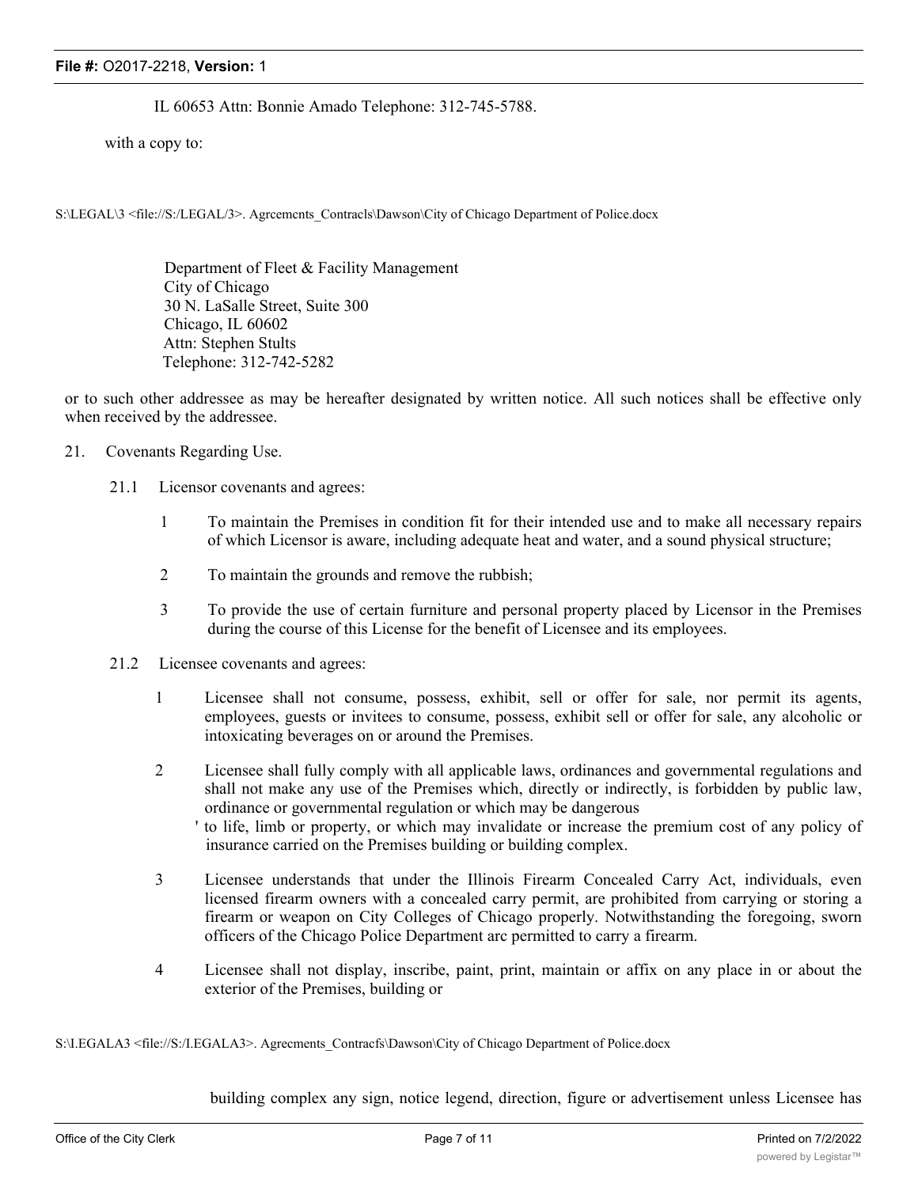IL 60653 Attn: Bonnie Amado Telephone: 312-745-5788.

with a copy to:

S:\LEGAL\3 <file://S:/LEGAL/3>. Agrcemcnts_Contracls\Dawson\City of Chicago Department of Police.docx

Department of Fleet & Facility Management
City of Chicago
30 N. LaSalle Street, Suite 300
Chicago, IL 60602
Attn: Stephen Stults
Telephone: 312-742-5282

or to such other addressee as may be hereafter designated by written notice. All such notices shall be effective only when received by the addressee.

21. Covenants Regarding Use.

21.1 Licensor covenants and agrees:

1 To maintain the Premises in condition fit for their intended use and to make all necessary repairs of which Licensor is aware, including adequate heat and water, and a sound physical structure;

2 To maintain the grounds and remove the rubbish;

3 To provide the use of certain furniture and personal property placed by Licensor in the Premises during the course of this License for the benefit of Licensee and its employees.

21.2 Licensee covenants and agrees:

1 Licensee shall not consume, possess, exhibit, sell or offer for sale, nor permit its agents, employees, guests or invitees to consume, possess, exhibit sell or offer for sale, any alcoholic or intoxicating beverages on or around the Premises.

2 Licensee shall fully comply with all applicable laws, ordinances and governmental regulations and shall not make any use of the Premises which, directly or indirectly, is forbidden by public law, ordinance or governmental regulation or which may be dangerous ' to life, limb or property, or which may invalidate or increase the premium cost of any policy of insurance carried on the Premises building or building complex.

3 Licensee understands that under the Illinois Firearm Concealed Carry Act, individuals, even licensed firearm owners with a concealed carry permit, are prohibited from carrying or storing a firearm or weapon on City Colleges of Chicago properly. Notwithstanding the foregoing, sworn officers of the Chicago Police Department arc permitted to carry a firearm.

4 Licensee shall not display, inscribe, paint, print, maintain or affix on any place in or about the exterior of the Premises, building or

S:\I.EGALA3 <file://S:/I.EGALA3>. Agrecments_Contracfs\Dawson\City of Chicago Department of Police.docx

building complex any sign, notice legend, direction, figure or advertisement unless Licensee has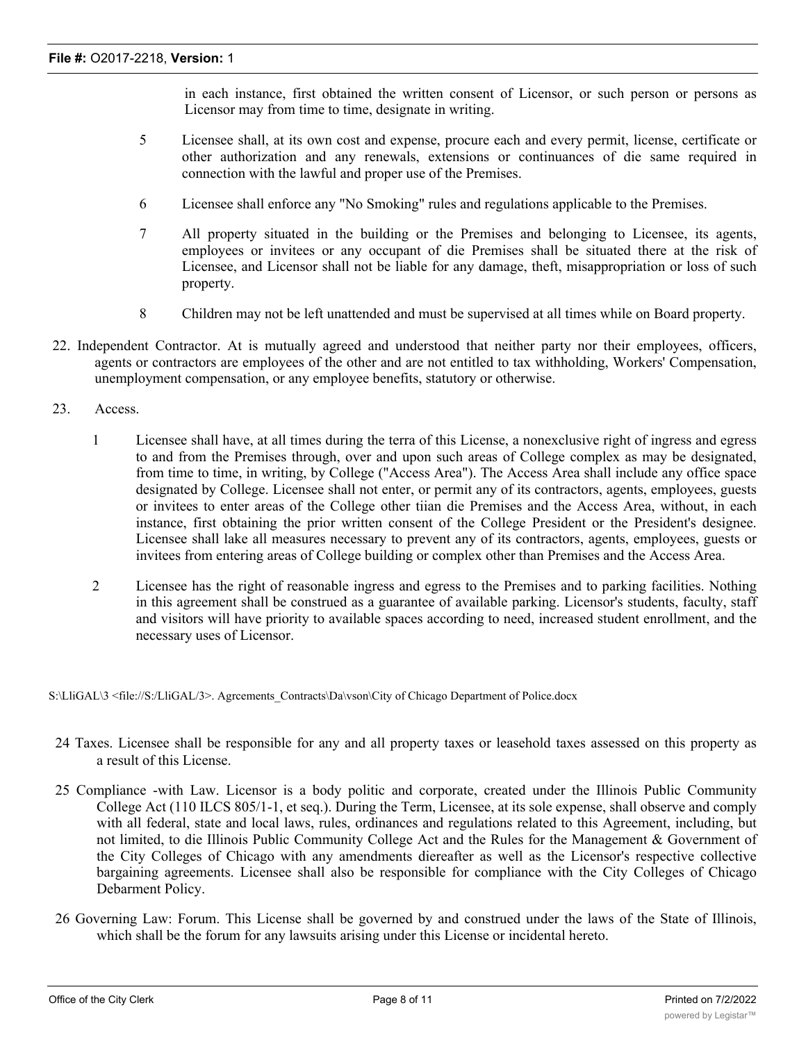in each instance, first obtained the written consent of Licensor, or such person or persons as Licensor may from time to time, designate in writing.

5 Licensee shall, at its own cost and expense, procure each and every permit, license, certificate or other authorization and any renewals, extensions or continuances of die same required in connection with the lawful and proper use of the Premises.

6 Licensee shall enforce any "No Smoking" rules and regulations applicable to the Premises.

7 All property situated in the building or the Premises and belonging to Licensee, its agents, employees or invitees or any occupant of die Premises shall be situated there at the risk of Licensee, and Licensor shall not be liable for any damage, theft, misappropriation or loss of such property.

8 Children may not be left unattended and must be supervised at all times while on Board property.

22. Independent Contractor. At is mutually agreed and understood that neither party nor their employees, officers, agents or contractors are employees of the other and are not entitled to tax withholding, Workers' Compensation, unemployment compensation, or any employee benefits, statutory or otherwise.

23. Access.

1 Licensee shall have, at all times during the terra of this License, a nonexclusive right of ingress and egress to and from the Premises through, over and upon such areas of College complex as may be designated, from time to time, in writing, by College ("Access Area"). The Access Area shall include any office space designated by College. Licensee shall not enter, or permit any of its contractors, agents, employees, guests or invitees to enter areas of the College other tiian die Premises and the Access Area, without, in each instance, first obtaining the prior written consent of the College President or the President's designee. Licensee shall lake all measures necessary to prevent any of its contractors, agents, employees, guests or invitees from entering areas of College building or complex other than Premises and the Access Area.

2 Licensee has the right of reasonable ingress and egress to the Premises and to parking facilities. Nothing in this agreement shall be construed as a guarantee of available parking. Licensor's students, faculty, staff and visitors will have priority to available spaces according to need, increased student enrollment, and the necessary uses of Licensor.

S:\LliGAL\3 <file://S:/LliGAL/3>. Agrcements_Contracts\Da\vson\City of Chicago Department of Police.docx

24 Taxes. Licensee shall be responsible for any and all property taxes or leasehold taxes assessed on this property as a result of this License.

25 Compliance -with Law. Licensor is a body politic and corporate, created under the Illinois Public Community College Act (110 ILCS 805/1-1, et seq.). During the Term, Licensee, at its sole expense, shall observe and comply with all federal, state and local laws, rules, ordinances and regulations related to this Agreement, including, but not limited, to die Illinois Public Community College Act and the Rules for the Management & Government of the City Colleges of Chicago with any amendments diereafter as well as the Licensor's respective collective bargaining agreements. Licensee shall also be responsible for compliance with the City Colleges of Chicago Debarment Policy.

26 Governing Law: Forum. This License shall be governed by and construed under the laws of the State of Illinois, which shall be the forum for any lawsuits arising under this License or incidental hereto.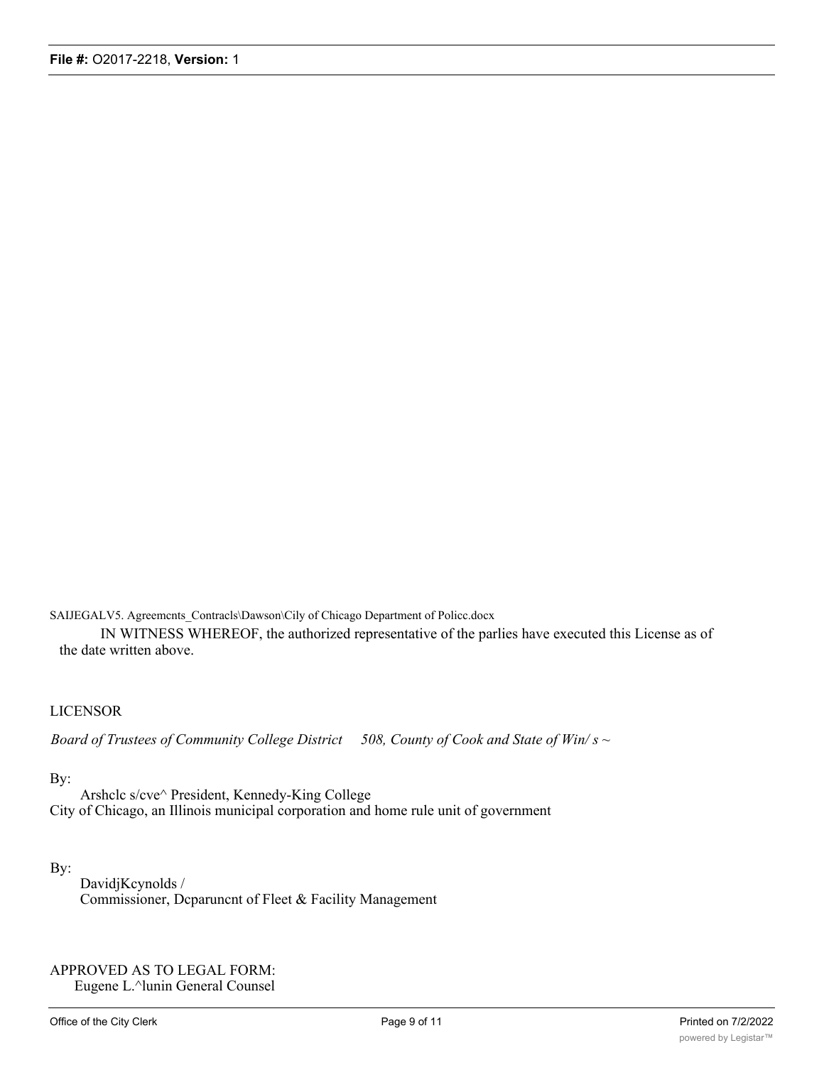SAIJEGALV5. Agreemcnts_Contracls\Dawson\Cily of Chicago Department of Policc.docx

IN WITNESS WHEREOF, the authorized representative of the parlies have executed this License as of the date written above.

LICENSOR

*Board of Trustees of Community College District 508, County of Cook and State of Win/ s ~*

By:

Arshclc s/cve^ President, Kennedy-King College

City of Chicago, an Illinois municipal corporation and home rule unit of government

By:

DavidjKcynolds /

Commissioner, Dcparuncnt of Fleet & Facility Management

APPROVED AS TO LEGAL FORM:

Eugene L.^lunin General Counsel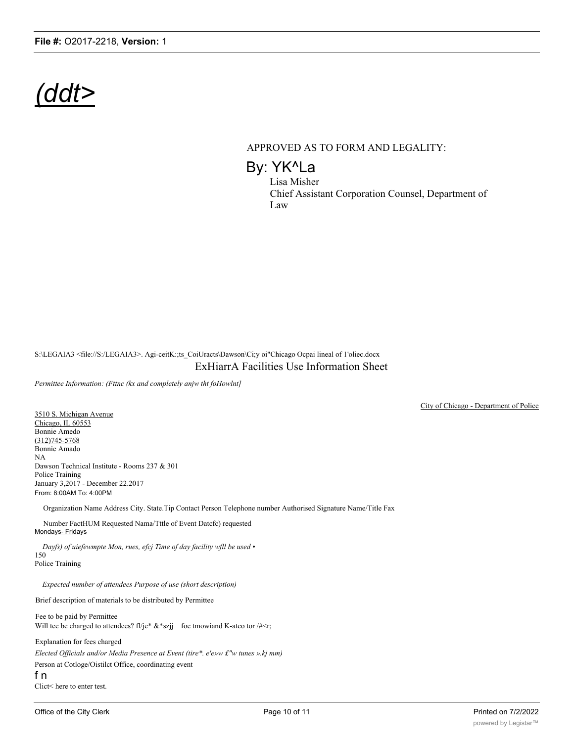*(ddt>*

APPROVED AS TO FORM AND LEGALITY:

By: YK^La

Lisa Misher
Chief Assistant Corporation Counsel, Department of Law

S:\LEGAIA3 <file://S:/LEGAIA3>. Agi-ceitK:;ts_CoiUracts\Dawson\Ci;y oi"Chicago Ocpai lineal of 1'oliec.docx

ExHiarrA Facilities Use Information Sheet

*Permittee Information: (Fttnc (kx and completely anjw tht foHowlnt]*

City of Chicago - Department of Police

3510 S. Michigan Avenue
Chicago, IL 60553
Bonnie Amedo
(312)745-5768
Bonnie Amado
NA
Dawson Technical Institute - Rooms 237 & 301
Police Training
January 3,2017 - December 22.2017
From: 8:00AM To: 4:00PM

Organization Name Address City. State.Tip Contact Person Telephone number Authorised Signature Name/Title Fax

Number FactHUM Requested Nama/Tttle of Event Datcfc) requested
Mondays- Fridays

*Dayfs) of uiefewmpte Mon, rues, efcj Time of day facility wfll be used •*
150
Police Training

*Expected number of attendees Purpose of use (short description)*

Brief description of materials to be distributed by Permittee

Fee to be paid by Permittee
Will tee be charged to attendees? fl/je* &*szjj foe tmowiand K-atco tor /#<r;

Explanation for fees charged

*Elected Officials and/or Media Presence at Event (tire*. e'e»w £"w tunes ».kj mm)*

Person at Cotloge/Oistilct Office, coordinating event

f n

Clict< here to enter test.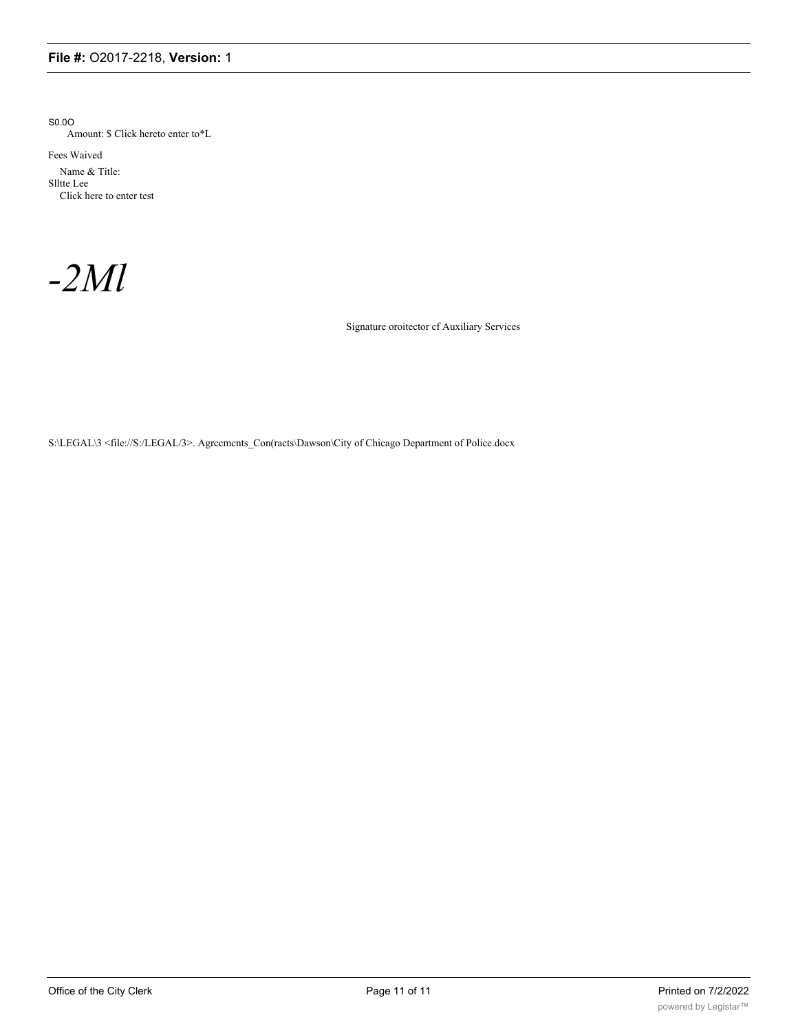S0.0O

Amount: $ Click hereto enter to*L

Fees Waived

Name & Title:

Slltte Lee

Click here to enter test

*-2Ml*

Signature oroitector cf Auxiliary Services

S:\LEGAL\3 <file://S:/LEGAL/3>. Agrccmcnts_Con(racts\Dawson\City of Chicago Department of Police.docx